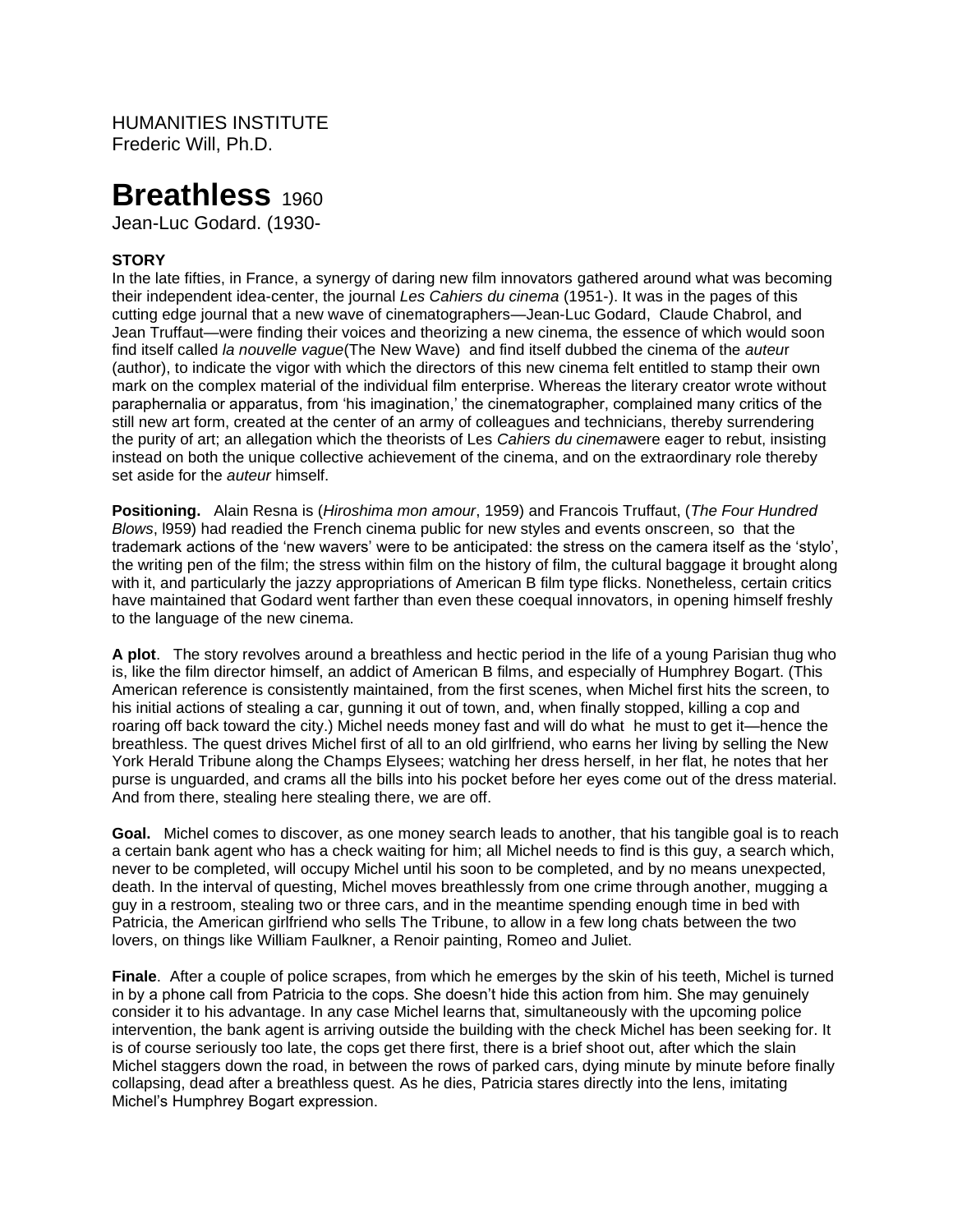HUMANITIES INSTITUTE
Frederic Will, Ph.D.

# Breathless 1960

Jean-Luc Godard. (1930-

**STORY**

In the late fifties, in France, a synergy of daring new film innovators gathered around what was becoming their independent idea-center, the journal *Les Cahiers du cinema* (1951-). It was in the pages of this cutting edge journal that a new wave of cinematographers—Jean-Luc Godard, Claude Chabrol, and Jean Truffaut—were finding their voices and theorizing a new cinema, the essence of which would soon find itself called *la nouvelle vague*(The New Wave) and find itself dubbed the cinema of the *auteur* (author), to indicate the vigor with which the directors of this new cinema felt entitled to stamp their own mark on the complex material of the individual film enterprise. Whereas the literary creator wrote without paraphernalia or apparatus, from 'his imagination,' the cinematographer, complained many critics of the still new art form, created at the center of an army of colleagues and technicians, thereby surrendering the purity of art; an allegation which the theorists of Les *Cahiers du cinema*were eager to rebut, insisting instead on both the unique collective achievement of the cinema, and on the extraordinary role thereby set aside for the *auteur* himself.

**Positioning.** Alain Resna is (*Hiroshima mon amour*, 1959) and Francois Truffaut, (*The Four Hundred Blows*, l959) had readied the French cinema public for new styles and events onscreen, so that the trademark actions of the 'new wavers' were to be anticipated: the stress on the camera itself as the 'stylo', the writing pen of the film; the stress within film on the history of film, the cultural baggage it brought along with it, and particularly the jazzy appropriations of American B film type flicks. Nonetheless, certain critics have maintained that Godard went farther than even these coequal innovators, in opening himself freshly to the language of the new cinema.

**A plot**. The story revolves around a breathless and hectic period in the life of a young Parisian thug who is, like the film director himself, an addict of American B films, and especially of Humphrey Bogart. (This American reference is consistently maintained, from the first scenes, when Michel first hits the screen, to his initial actions of stealing a car, gunning it out of town, and, when finally stopped, killing a cop and roaring off back toward the city.) Michel needs money fast and will do what he must to get it—hence the breathless. The quest drives Michel first of all to an old girlfriend, who earns her living by selling the New York Herald Tribune along the Champs Elysees; watching her dress herself, in her flat, he notes that her purse is unguarded, and crams all the bills into his pocket before her eyes come out of the dress material. And from there, stealing here stealing there, we are off.

**Goal.** Michel comes to discover, as one money search leads to another, that his tangible goal is to reach a certain bank agent who has a check waiting for him; all Michel needs to find is this guy, a search which, never to be completed, will occupy Michel until his soon to be completed, and by no means unexpected, death. In the interval of questing, Michel moves breathlessly from one crime through another, mugging a guy in a restroom, stealing two or three cars, and in the meantime spending enough time in bed with Patricia, the American girlfriend who sells The Tribune, to allow in a few long chats between the two lovers, on things like William Faulkner, a Renoir painting, Romeo and Juliet.

**Finale**. After a couple of police scrapes, from which he emerges by the skin of his teeth, Michel is turned in by a phone call from Patricia to the cops. She doesn't hide this action from him. She may genuinely consider it to his advantage. In any case Michel learns that, simultaneously with the upcoming police intervention, the bank agent is arriving outside the building with the check Michel has been seeking for. It is of course seriously too late, the cops get there first, there is a brief shoot out, after which the slain Michel staggers down the road, in between the rows of parked cars, dying minute by minute before finally collapsing, dead after a breathless quest. As he dies, Patricia stares directly into the lens, imitating Michel's Humphrey Bogart expression.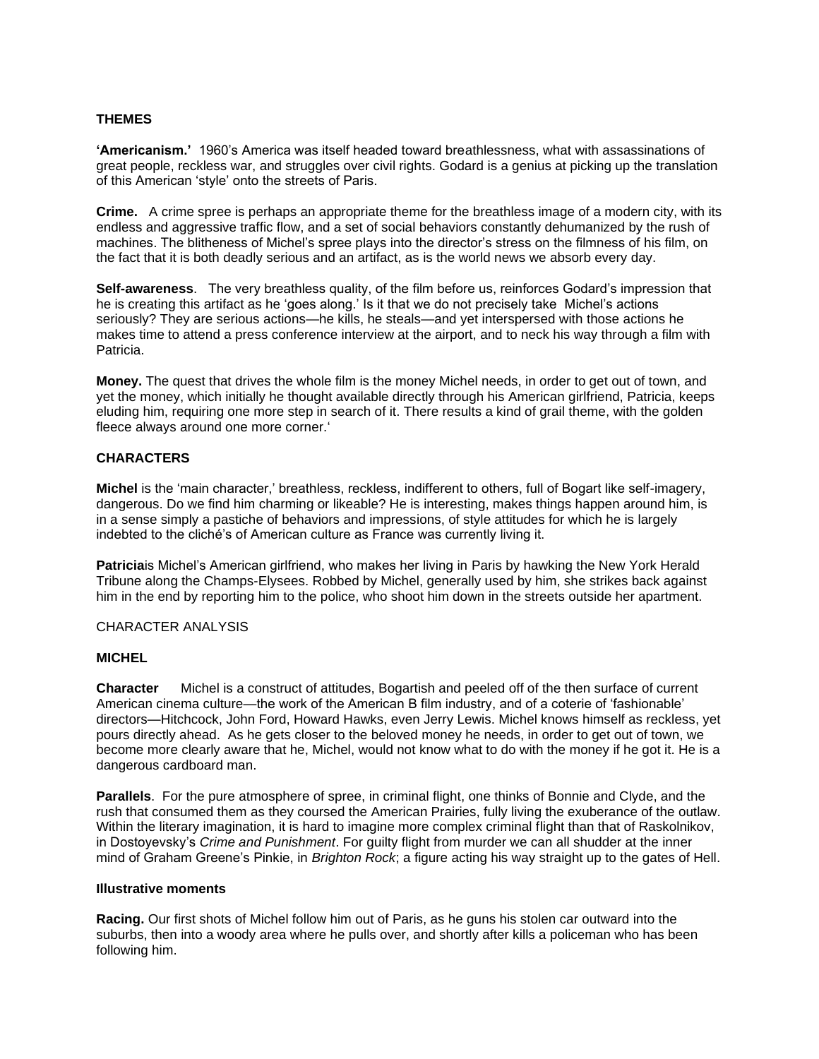**THEMES**

**'Americanism.'** 1960's America was itself headed toward breathlessness, what with assassinations of great people, reckless war, and struggles over civil rights. Godard is a genius at picking up the translation of this American 'style' onto the streets of Paris.

**Crime.** A crime spree is perhaps an appropriate theme for the breathless image of a modern city, with its endless and aggressive traffic flow, and a set of social behaviors constantly dehumanized by the rush of machines. The blitheness of Michel's spree plays into the director's stress on the filmness of his film, on the fact that it is both deadly serious and an artifact, as is the world news we absorb every day.

**Self-awareness**. The very breathless quality, of the film before us, reinforces Godard's impression that he is creating this artifact as he 'goes along.' Is it that we do not precisely take Michel's actions seriously? They are serious actions—he kills, he steals—and yet interspersed with those actions he makes time to attend a press conference interview at the airport, and to neck his way through a film with Patricia.

**Money.** The quest that drives the whole film is the money Michel needs, in order to get out of town, and yet the money, which initially he thought available directly through his American girlfriend, Patricia, keeps eluding him, requiring one more step in search of it. There results a kind of grail theme, with the golden fleece always around one more corner.'

**CHARACTERS**

**Michel** is the 'main character,' breathless, reckless, indifferent to others, full of Bogart like self-imagery, dangerous. Do we find him charming or likeable? He is interesting, makes things happen around him, is in a sense simply a pastiche of behaviors and impressions, of style attitudes for which he is largely indebted to the cliché's of American culture as France was currently living it.

**Patricia**is Michel's American girlfriend, who makes her living in Paris by hawking the New York Herald Tribune along the Champs-Elysees. Robbed by Michel, generally used by him, she strikes back against him in the end by reporting him to the police, who shoot him down in the streets outside her apartment.

CHARACTER ANALYSIS

**MICHEL**

**Character** Michel is a construct of attitudes, Bogartish and peeled off of the then surface of current American cinema culture—the work of the American B film industry, and of a coterie of 'fashionable' directors—Hitchcock, John Ford, Howard Hawks, even Jerry Lewis. Michel knows himself as reckless, yet pours directly ahead. As he gets closer to the beloved money he needs, in order to get out of town, we become more clearly aware that he, Michel, would not know what to do with the money if he got it. He is a dangerous cardboard man.

**Parallels**. For the pure atmosphere of spree, in criminal flight, one thinks of Bonnie and Clyde, and the rush that consumed them as they coursed the American Prairies, fully living the exuberance of the outlaw. Within the literary imagination, it is hard to imagine more complex criminal flight than that of Raskolnikov, in Dostoyevsky's *Crime and Punishment*. For guilty flight from murder we can all shudder at the inner mind of Graham Greene's Pinkie, in *Brighton Rock*; a figure acting his way straight up to the gates of Hell.

**Illustrative moments**

**Racing.** Our first shots of Michel follow him out of Paris, as he guns his stolen car outward into the suburbs, then into a woody area where he pulls over, and shortly after kills a policeman who has been following him.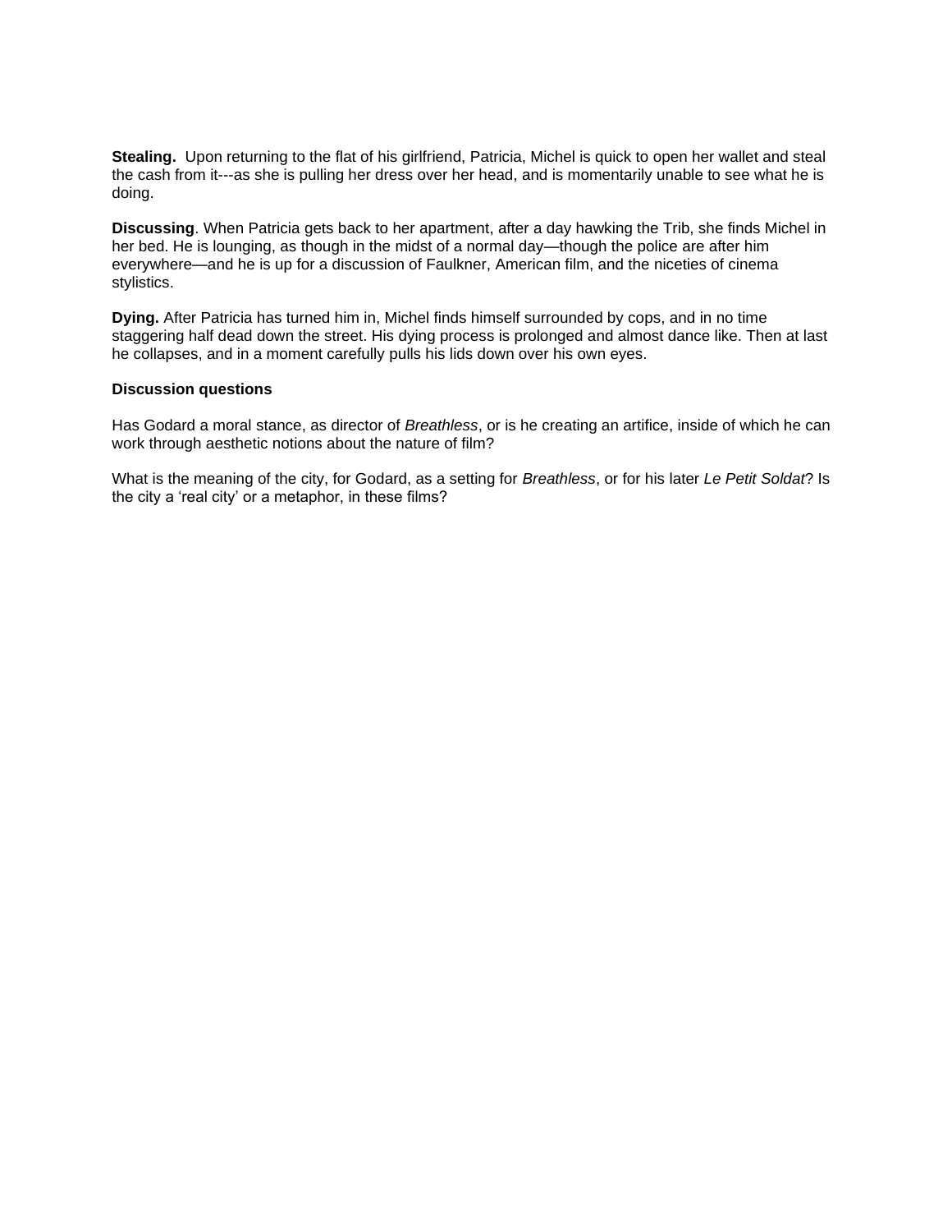**Stealing.** Upon returning to the flat of his girlfriend, Patricia, Michel is quick to open her wallet and steal the cash from it---as she is pulling her dress over her head, and is momentarily unable to see what he is doing.

**Discussing**. When Patricia gets back to her apartment, after a day hawking the Trib, she finds Michel in her bed. He is lounging, as though in the midst of a normal day—though the police are after him everywhere—and he is up for a discussion of Faulkner, American film, and the niceties of cinema stylistics.

**Dying.** After Patricia has turned him in, Michel finds himself surrounded by cops, and in no time staggering half dead down the street. His dying process is prolonged and almost dance like. Then at last he collapses, and in a moment carefully pulls his lids down over his own eyes.

**Discussion questions**

Has Godard a moral stance, as director of *Breathless*, or is he creating an artifice, inside of which he can work through aesthetic notions about the nature of film?

What is the meaning of the city, for Godard, as a setting for *Breathless*, or for his later *Le Petit Soldat*? Is the city a 'real city' or a metaphor, in these films?